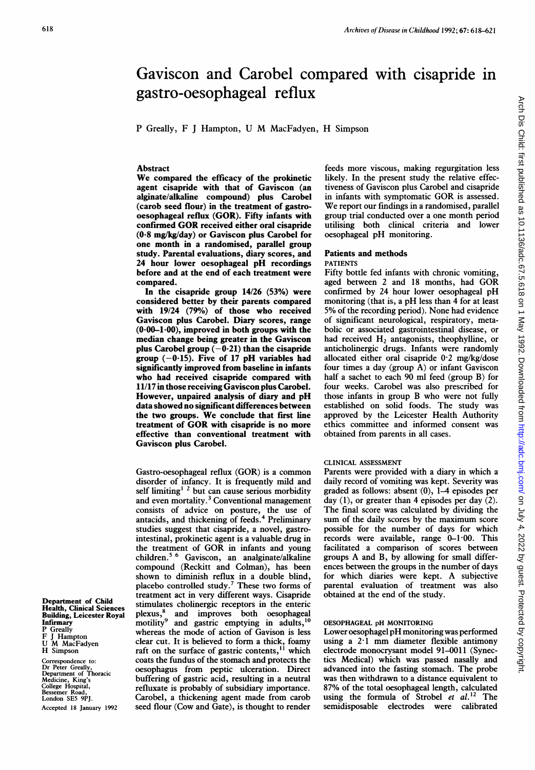# Gaviscon and Carobel compared with cisapride in gastro-oesophageal reflux

P Greally, F J Hampton, U M MacFadyen, H Simpson

## Abstract

**We compared the efficacy of the prokinetic agent cisapride with that of Gaviscon (an alginate/alkaline compound) plus Carobel (carob seed flour) in the treatment of gastro-oesophageal reflux (GOR). Fifty infants with confirmed GOR received either oral cisapride (0·8 mg/kg/day) or Gaviscon plus Carobel for one month in a randomised, parallel group study. Parental evaluations, diary scores, and 24 hour lower oesophageal pH recordings before and at the end of each treatment were compared.**

**In the cisapride group 14/26 (53%) were considered better by their parents compared with 19/24 (79%) of those who received Gaviscon plus Carobel. Diary scores, range (0·00–1·00), improved in both groups with the median change being greater in the Gaviscon plus Carobel group (−0·21) than the cisapride group (−0·15). Five of 17 pH variables had significantly improved from baseline in infants who had received cisapride compared with 11/17 in those receiving Gaviscon plus Carobel. However, unpaired analysis of diary and pH data showed no significant differences between the two groups. We conclude that first line treatment of GOR with cisapride is no more effective than conventional treatment with Gaviscon plus Carobel.**

Gastro-oesophageal reflux (GOR) is a common disorder of infancy. It is frequently mild and self limiting[1 2] but can cause serious morbidity and even mortality.[3] Conventional management consists of advice on posture, the use of antacids, and thickening of feeds.[4] Preliminary studies suggest that cisapride, a novel, gastrointestinal, prokinetic agent is a valuable drug in the treatment of GOR in infants and young children.[5 6] Gaviscon, an analginate/alkaline compound (Reckitt and Colman), has been shown to diminish reflux in a double blind, placebo controlled study.[7] These two forms of treatment act in very different ways. Cisapride stimulates cholinergic receptors in the enteric plexus,[8] and improves both oesophageal motility[9] and gastric emptying in adults,[10] whereas the mode of action of Gavison is less clear cut. It is believed to form a thick, foamy raft on the surface of gastric contents,[11] which coats the fundus of the stomach and protects the oesophagus from peptic ulceration. Direct buffering of gastric acid, resulting in a neutral refluxate is probably of subsidiary importance. Carobel, a thickening agent made from carob seed flour (Cow and Gate), is thought to render feeds more viscous, making regurgitation less likely. In the present study the relative effectiveness of Gaviscon plus Carobel and cisapride in infants with symptomatic GOR is assessed. We report our findings in a randomised, parallel group trial conducted over a one month period utilising both clinical criteria and lower oesophageal pH monitoring.

Department of Child Health, Clinical Sciences Building, Leicester Royal Infirmary
P Greally
F J Hampton
U M MacFadyen
H Simpson

Correspondence to: Dr Peter Greally, Department of Thoracic Medicine, King's College Hospital, Bessemer Road, London SE5 9PJ.

Accepted 18 January 1992

## Patients and methods

### PATIENTS

Fifty bottle fed infants with chronic vomiting, aged between 2 and 18 months, had GOR confirmed by 24 hour lower oesophageal pH monitoring (that is, a pH less than 4 for at least 5% of the recording period). None had evidence of significant neurological, respiratory, metabolic or associated gastrointestinal disease, or had received $H_2$ antagonists, theophylline, or anticholinergic drugs. Infants were randomly allocated either oral cisapride 0·2 mg/kg/dose four times a day (group A) or infant Gaviscon half a sachet to each 90 ml feed (group B) for four weeks. Carobel was also prescribed for those infants in group B who were not fully established on solid foods. The study was approved by the Leicester Health Authority ethics committee and informed consent was obtained from parents in all cases.

### CLINICAL ASSESSMENT

Parents were provided with a diary in which a daily record of vomiting was kept. Severity was graded as follows: absent (0), 1–4 episodes per day (1), or greater than 4 episodes per day (2). The final score was calculated by dividing the sum of the daily scores by the maximum score possible for the number of days for which records were available, range 0–1·00. This facilitated a comparison of scores between groups A and B, by allowing for small differences between the groups in the number of days for which diaries were kept. A subjective parental evaluation of treatment was also obtained at the end of the study.

### OESOPHAGEAL pH MONITORING

Lower oesophagel pH monitoring was performed using a 2·1 mm diameter flexible antimony electrode monocrysant model 91–0011 (Synectics Medical) which was passed nasally and advanced into the fasting stomach. The probe was then withdrawn to a distance equivalent to 87% of the total oesophageal length, calculated using the formula of Strobel *et al*.[12] The semidisposable electrodes were calibrated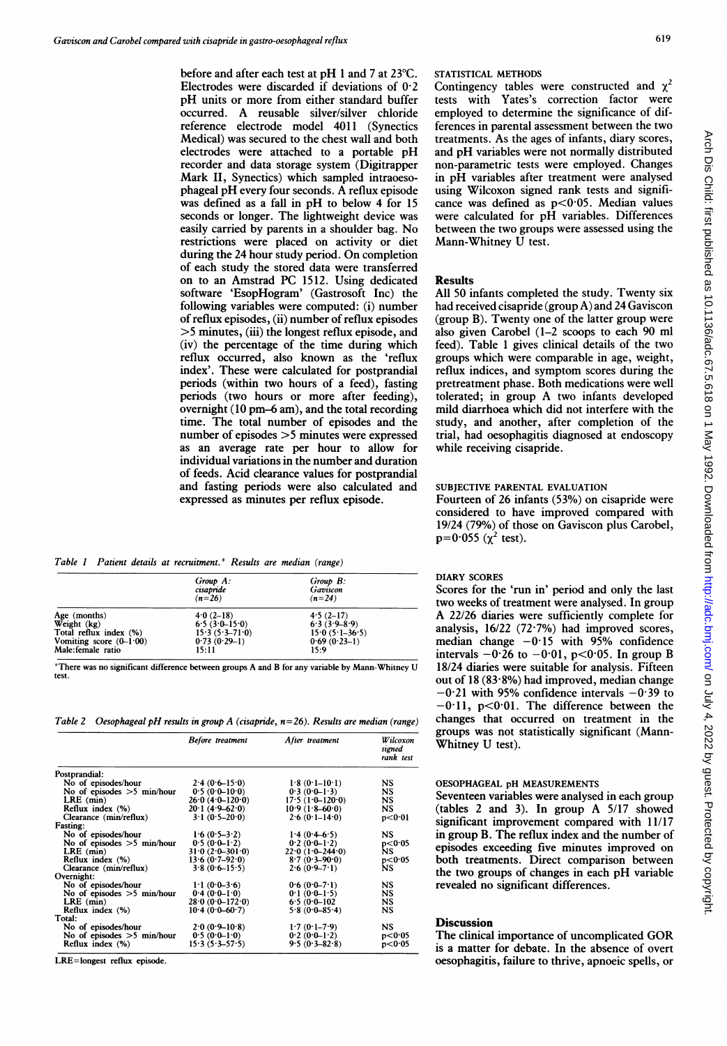before and after each test at pH 1 and 7 at 23°C. Electrodes were discarded if deviations of 0·2 pH units or more from either standard buffer occurred. A reusable silver/silver chloride reference electrode model 4011 (Synectics Medical) was secured to the chest wall and both electrodes were attached to a portable pH recorder and data storage system (Digitrapper Mark II, Synectics) which sampled intraoesophageal pH every four seconds. A reflux episode was defined as a fall in pH to below 4 for 15 seconds or longer. The lightweight device was easily carried by parents in a shoulder bag. No restrictions were placed on activity or diet during the 24 hour study period. On completion of each study the stored data were transferred on to an Amstrad PC 1512. Using dedicated software 'EsopHogram' (Gastrosoft Inc) the following variables were computed: (i) number of reflux episodes, (ii) number of reflux episodes >5 minutes, (iii) the longest reflux episode, and (iv) the percentage of the time during which reflux occurred, also known as the 'reflux index'. These were calculated for postprandial periods (within two hours of a feed), fasting periods (two hours or more after feeding), overnight (10 pm–6 am), and the total recording time. The total number of episodes and the number of episodes >5 minutes were expressed as an average rate per hour to allow for individual variations in the number and duration of feeds. Acid clearance values for postprandial and fasting periods were also calculated and expressed as minutes per reflux episode.

*Table 1 Patient details at recruitment.\* Results are median (range)*

| | Group A: cisapride (n=26) | Group B: Gaviscon (n=24) |
|---|---|---|
| Age (months) | 4·0 (2–18) | 4·5 (2–17) |
| Weight (kg) | 6·5 (3·0–15·0) | 6·3 (3·9–8·9) |
| Total reflux index (%) | 15·3 (5·3–71·0) | 15·0 (5·1–36·5) |
| Vomiting score (0–1·00) | 0·73 (0·29–1) | 0·69 (0·23–1) |
| Male:female ratio | 15:11 | 15:9 |

\*There was no significant difference between groups A and B for any variable by Mann-Whitney U test.

*Table 2 Oesophageal pH results in group A (cisapride, n=26). Results are median (range)*

| | Before treatment | After treatment | Wilcoxon signed rank test |
|---|---|---|---|
| Postprandial: | | | |
| No of episodes/hour | 2·4 (0·6–15·0) | 1·8 (0·1–10·1) | NS |
| No of episodes >5 min/hour | 0·5 (0·0–10·0) | 0·3 (0·0–1·3) | NS |
| LRE (min) | 26·0 (4·0–120·0) | 17·5 (1·0–120·0) | NS |
| Reflux index (%) | 20·1 (4·9–62·0) | 10·9 (1·8–60·0) | NS |
| Clearance (min/reflux) | 3·1 (0·5–20·0) | 2·6 (0·1–14·0) | p<0·01 |
| Fasting: | | | |
| No of episodes/hour | 1·6 (0·5–3·2) | 1·4 (0·4–6·5) | NS |
| No of episodes >5 min/hour | 0·5 (0·0–1·2) | 0·2 (0·0–1·2) | p<0·05 |
| LRE (min) | 31·0 (2·0–301·0) | 22·0 (1·0–244·0) | NS |
| Reflux index (%) | 13·6 (0·7–92·0) | 8·7 (0·3–90·0) | p<0·05 |
| Clearance (min/reflux) | 3·8 (0·6–15·5) | 2·6 (0·9–7·1) | NS |
| Overnight: | | | |
| No of episodes/hour | 1·1 (0·0–3·6) | 0·6 (0·0–7·1) | NS |
| No of episodes >5 min/hour | 0·4 (0·0–1·0) | 0·1 (0·0–1·5) | NS |
| LRE (min) | 28·0 (0·0–172·0) | 6·5 (0·0–102 | NS |
| Reflux index (%) | 10·4 (0·0–60·7) | 5·8 (0·0–85·4) | NS |
| Total: | | | |
| No of episodes/hour | 2·0 (0·9–10·8) | 1·7 (0·1–7·9) | NS |
| No of episodes >5 min/hour | 0·5 (0·0–1·0) | 0·2 (0·0–1·2) | p<0·05 |
| Reflux index (%) | 15·3 (5·3–57·5) | 9·5 (0·3–82·8) | p<0·05 |

LRE=longest reflux episode.

STATISTICAL METHODS

Contingency tables were constructed and $\chi^2$ tests with Yates's correction factor were employed to determine the significance of differences in parental assessment between the two treatments. As the ages of infants, diary scores, and pH variables were not normally distributed non-parametric tests were employed. Changes in pH variables after treatment were analysed using Wilcoxon signed rank tests and significance was defined as $p<0.05$. Median values were calculated for pH variables. Differences between the two groups were assessed using the Mann-Whitney U test.

## Results

All 50 infants completed the study. Twenty six had received cisapride (group A) and 24 Gaviscon (group B). Twenty one of the latter group were also given Carobel (1–2 scoops to each 90 ml feed). Table 1 gives clinical details of the two groups which were comparable in age, weight, reflux indices, and symptom scores during the pretreatment phase. Both medications were well tolerated; in group A two infants developed mild diarrhoea which did not interfere with the study, and another, after completion of the trial, had oesophagitis diagnosed at endoscopy while receiving cisapride.

SUBJECTIVE PARENTAL EVALUATION

Fourteen of 26 infants (53%) on cisapride were considered to have improved compared with 19/24 (79%) of those on Gaviscon plus Carobel, $p=0.055$ ($\chi^2$ test).

DIARY SCORES

Scores for the 'run in' period and only the last two weeks of treatment were analysed. In group A 22/26 diaries were sufficiently complete for analysis, 16/22 (72·7%) had improved scores, median change −0·15 with 95% confidence intervals −0·26 to −0·01, $p<0.05$. In group B 18/24 diaries were suitable for analysis. Fifteen out of 18 (83·8%) had improved, median change −0·21 with 95% confidence intervals −0·39 to −0·11, $p<0.01$. The difference between the changes that occurred on treatment in the groups was not statistically significant (Mann-Whitney U test).

OESOPHAGEAL pH MEASUREMENTS

Seventeen variables were analysed in each group (tables 2 and 3). In group A 5/17 showed significant improvement compared with 11/17 in group B. The reflux index and the number of episodes exceeding five minutes improved on both treatments. Direct comparison between the two groups of changes in each pH variable revealed no significant differences.

## Discussion

The clinical importance of uncomplicated GOR is a matter for debate. In the absence of overt oesophagitis, failure to thrive, apnoeic spells, or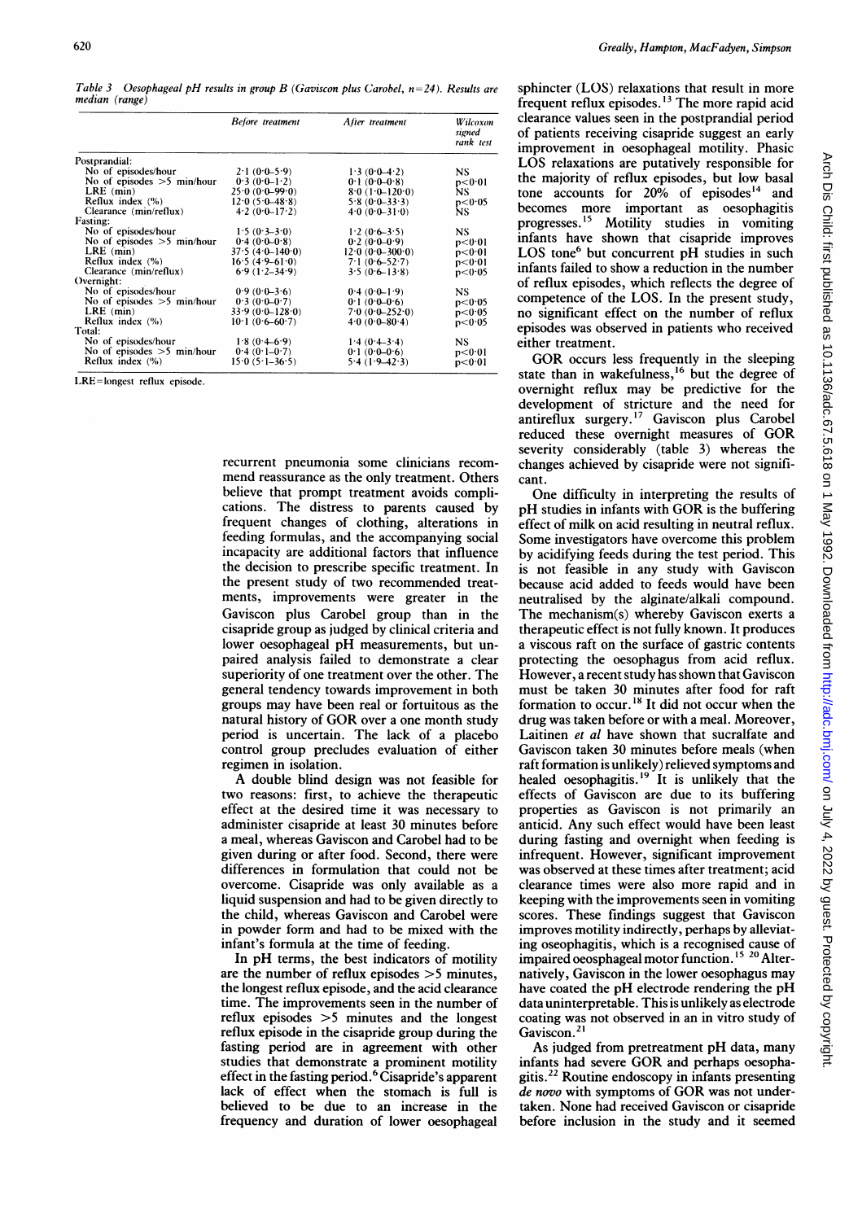*Table 3 Oesophageal pH results in group B (Gaviscon plus Carobel, n=24). Results are median (range)*

| | Before treatment | After treatment | Wilcoxon signed rank test |
|---|---|---|---|
| Postprandial: | | | |
| No of episodes/hour | 2·1 (0·0–5·9) | 1·3 (0·0–4·2) | NS |
| No of episodes >5 min/hour | 0·3 (0·0–1·2) | 0·1 (0·0–0·8) | p<0·01 |
| LRE (min) | 25·0 (0·0–99·0) | 8·0 (1·0–120·0) | NS |
| Reflux index (%) | 12·0 (5·0–48·8) | 5·8 (0·0–33·3) | p<0·05 |
| Clearance (min/reflux) | 4·2 (0·0–17·2) | 4·0 (0·0–31·0) | NS |
| Fasting: | | | |
| No of episodes/hour | 1·5 (0·3–3·0) | 1·2 (0·6–3·5) | NS |
| No of episodes >5 min/hour | 0·4 (0·0–0·8) | 0·2 (0·0–0·9) | p<0·01 |
| LRE (min) | 37·5 (4·0–140·0) | 12·0 (0·0–300·0) | p<0·01 |
| Reflux index (%) | 16·5 (4·9–61·0) | 7·1 (0·6–52·7) | p<0·01 |
| Clearance (min/reflux) | 6·9 (1·2–34·9) | 3·5 (0·6–13·8) | p<0·05 |
| Overnight: | | | |
| No of episodes/hour | 0·9 (0·0–3·6) | 0·4 (0·0–1·9) | NS |
| No of episodes >5 min/hour | 0·3 (0·0–0·7) | 0·1 (0·0–0·6) | p<0·05 |
| LRE (min) | 33·9 (0·0–128·0) | 7·0 (0·0–252·0) | p<0·05 |
| Reflux index (%) | 10·1 (0·6–60·7) | 4·0 (0·0–80·4) | p<0·05 |
| Total: | | | |
| No of episodes/hour | 1·8 (0·4–6·9) | 1·4 (0·4–3·4) | NS |
| No of episodes >5 min/hour | 0·4 (0·1–0·7) | 0·1 (0·0–0·6) | p<0·01 |
| Reflux index (%) | 15·0 (5·1–36·5) | 5·4 (1·9–42·3) | p<0·01 |

LRE=longest reflux episode.

recurrent pneumonia some clinicians recommend reassurance as the only treatment. Others believe that prompt treatment avoids complications. The distress to parents caused by frequent changes of clothing, alterations in feeding formulas, and the accompanying social incapacity are additional factors that influence the decision to prescribe specific treatment. In the present study of two recommended treatments, improvements were greater in the Gaviscon plus Carobel group than in the cisapride group as judged by clinical criteria and lower oesophageal pH measurements, but unpaired analysis failed to demonstrate a clear superiority of one treatment over the other. The general tendency towards improvement in both groups may have been real or fortuitous as the natural history of GOR over a one month study period is uncertain. The lack of a placebo control group precludes evaluation of either regimen in isolation.

A double blind design was not feasible for two reasons: first, to achieve the therapeutic effect at the desired time it was necessary to administer cisapride at least 30 minutes before a meal, whereas Gaviscon and Carobel had to be given during or after food. Second, there were differences in formulation that could not be overcome. Cisapride was only available as a liquid suspension and had to be given directly to the child, whereas Gaviscon and Carobel were in powder form and had to be mixed with the infant's formula at the time of feeding.

In pH terms, the best indicators of motility are the number of reflux episodes >5 minutes, the longest reflux episode, and the acid clearance time. The improvements seen in the number of reflux episodes >5 minutes and the longest reflux episode in the cisapride group during the fasting period are in agreement with other studies that demonstrate a prominent motility effect in the fasting period.[6] Cisapride's apparent lack of effect when the stomach is full is believed to be due to an increase in the frequency and duration of lower oesophageal sphincter (LOS) relaxations that result in more frequent reflux episodes.[13] The more rapid acid clearance values seen in the postprandial period of patients receiving cisapride suggest an early improvement in oesophageal motility. Phasic LOS relaxations are putatively responsible for the majority of reflux episodes, but low basal tone accounts for 20% of episodes[14] and becomes more important as oesophagitis progresses.[15] Motility studies in vomiting infants have shown that cisapride improves LOS tone[6] but concurrent pH studies in such infants failed to show a reduction in the number of reflux episodes, which reflects the degree of competence of the LOS. In the present study, no significant effect on the number of reflux episodes was observed in patients who received either treatment.

GOR occurs less frequently in the sleeping state than in wakefulness,[16] but the degree of overnight reflux may be predictive for the development of stricture and the need for antireflux surgery.[17] Gaviscon plus Carobel reduced these overnight measures of GOR severity considerably (table 3) whereas the changes achieved by cisapride were not significant.

One difficulty in interpreting the results of pH studies in infants with GOR is the buffering effect of milk on acid resulting in neutral reflux. Some investigators have overcome this problem by acidifying feeds during the test period. This is not feasible in any study with Gaviscon because acid added to feeds would have been neutralised by the alginate/alkali compound. The mechanism(s) whereby Gaviscon exerts a therapeutic effect is not fully known. It produces a viscous raft on the surface of gastric contents protecting the oesophagus from acid reflux. However, a recent study has shown that Gaviscon must be taken 30 minutes after food for raft formation to occur.[18] It did not occur when the drug was taken before or with a meal. Moreover, Laitinen *et al* have shown that sucralfate and Gaviscon taken 30 minutes before meals (when raft formation is unlikely) relieved symptoms and healed oesophagitis.[19] It is unlikely that the effects of Gaviscon are due to its buffering properties as Gaviscon is not primarily an anticid. Any such effect would have been least during fasting and overnight when feeding is infrequent. However, significant improvement was observed at these times after treatment; acid clearance times were also more rapid and in keeping with the improvements seen in vomiting scores. These findings suggest that Gaviscon improves motility indirectly, perhaps by alleviating oseophagitis, which is a recognised cause of impaired oesophageal motor function.[15 20] Alternatively, Gaviscon in the lower oesophagus may have coated the pH electrode rendering the pH data uninterpretable. This is unlikely as electrode coating was not observed in an in vitro study of Gaviscon.[21]

As judged from pretreatment pH data, many infants had severe GOR and perhaps oesophagitis.[22] Routine endoscopy in infants presenting *de novo* with symptoms of GOR was not undertaken. None had received Gaviscon or cisapride before inclusion in the study and it seemed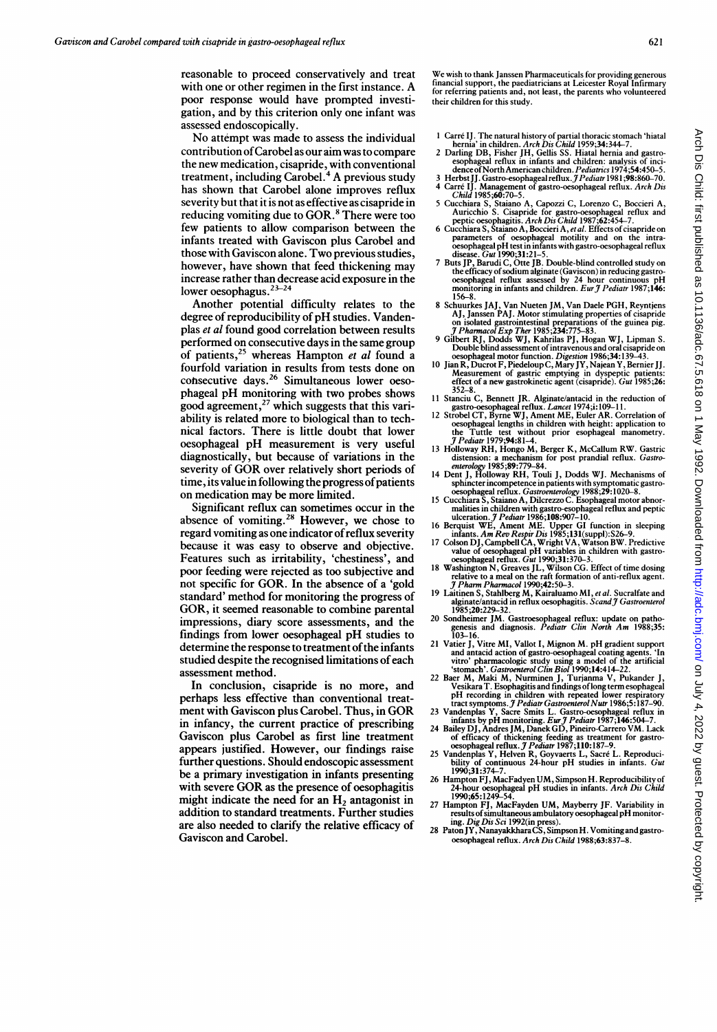reasonable to proceed conservatively and treat with one or other regimen in the first instance. A poor response would have prompted investigation, and by this criterion only one infant was assessed endoscopically.

No attempt was made to assess the individual contribution of Carobel as our aim was to compare the new medication, cisapride, with conventional treatment, including Carobel.[4] A previous study has shown that Carobel alone improves reflux severity but that it is not as effective as cisapride in reducing vomiting due to GOR.[8] There were too few patients to allow comparison between the infants treated with Gaviscon plus Carobel and those with Gaviscon alone. Two previous studies, however, have shown that feed thickening may increase rather than decrease acid exposure in the lower oesophagus.[23-24]

Another potential difficulty relates to the degree of reproducibility of pH studies. Vandenplas *et al* found good correlation between results performed on consecutive days in the same group of patients,[25] whereas Hampton *et al* found a fourfold variation in results from tests done on consecutive days.[26] Simultaneous lower oesophageal pH monitoring with two probes shows good agreement,[27] which suggests that this variability is related more to biological than to technical factors. There is little doubt that lower oesophageal pH measurement is very useful diagnostically, but because of variations in the severity of GOR over relatively short periods of time, its value in following the progress of patients on medication may be more limited.

Significant reflux can sometimes occur in the absence of vomiting.[28] However, we chose to regard vomiting as one indicator of reflux severity because it was easy to observe and objective. Features such as irritability, 'chestiness', and poor feeding were rejected as too subjective and not specific for GOR. In the absence of a 'gold standard' method for monitoring the progress of GOR, it seemed reasonable to combine parental impressions, diary score assessments, and the findings from lower oesophageal pH studies to determine the response to treatment of the infants studied despite the recognised limitations of each assessment method.

In conclusion, cisapride is no more, and perhaps less effective than conventional treatment with Gaviscon plus Carobel. Thus, in GOR in infancy, the current practice of prescribing Gaviscon plus Carobel as first line treatment appears justified. However, our findings raise further questions. Should endoscopic assessment be a primary investigation in infants presenting with severe GOR as the presence of oesophagitis might indicate the need for an $H_2$ antagonist in addition to standard treatments. Further studies are also needed to clarify the relative efficacy of Gaviscon and Carobel.

We wish to thank Janssen Pharmaceuticals for providing generous financial support, the paediatricians at Leicester Royal Infirmary for referring patients and, not least, the parents who volunteered their children for this study.

1 Carré IJ. The natural history of partial thoracic stomach 'hiatal hernia' in children. *Arch Dis Child* 1959;**34**:344–7.
2 Darling DB, Fisher JH, Gellis SS. Hiatal hernia and gastro-esophageal reflux in infants and children: analysis of incidence of North American children. *Pediatrics* 1974;**54**:450–5.
3 Herbst JJ. Gastro-esophageal reflux. *J Pediatr* 1981;**98**:860–70.
4 Carré IJ. Management of gastro-oesophageal reflux. *Arch Dis Child* 1985;**60**:70–5.
5 Cucchiara S, Staiano A, Capozzi C, Lorenzo C, Boccieri A, Auricchio S. Cisapride for gastro-oesophageal reflux and peptic oesophagitis. *Arch Dis Child* 1987;**62**:454–7.
6 Cucchiara S, Staiano A, Boccieri A, *et al*. Effects of cisapride on parameters of oesophageal motility and on the intra-oesophageal pH test in infants with gastro-oesophageal reflux disease. *Gut* 1990;**31**:21–5.
7 Buts JP, Barudi C, Otte JB. Double-blind controlled study on the efficacy of sodium alginate (Gaviscon) in reducing gastro-oesophageal reflux assessed by 24 hour continuous pH monitoring in infants and children. *Eur J Pediatr* 1987;**146**:156–8.
8 Schuurkes JAJ, Van Nueten JM, Van Daele PGH, Reyntjens AJ, Janssen PAJ. Motor stimulating properties of cisapride on isolated gastrointestinal preparations of the guinea pig. *J Pharmacol Exp Ther* 1985;**234**:775–83.
9 Gilbert RJ, Dodds WJ, Kahrilas PJ, Hogan WJ, Lipman S. Double blind assessment of intravenous and oral cisapride on oesophageal motor function. *Digestion* 1986;**34**:139–43.
10 Jian R, Ducrot F, Piedeloup C, Mary JY, Najean Y, Bernier JJ. Measurement of gastric emptying in dyspeptic patients: effect of a new gastrokinetic agent (cisapride). *Gut* 1985;**26**:352–8.
11 Stanciu C, Bennett JR. Alginate/antacid in the reduction of gastro-oesophageal reflux. *Lancet* 1974;**i**:109–11.
12 Strobel CT, Byrne WJ, Ament ME, Euler AR. Correlation of oesophageal lengths in children with height: application to the Tuttle test without prior esophageal manometry. *J Pediatr* 1979;**94**:81–4.
13 Holloway RH, Hongo M, Berger K, McCallum RW. Gastric distension: a mechanism for post prandial reflux. *Gastroenterology* 1985;**89**:779–84.
14 Dent J, Holloway RH, Touli J, Dodds WJ. Mechanisms of sphincter incompetence in patients with symptomatic gastro-oesophageal reflux. *Gastroenterology* 1988;**29**:1020–8.
15 Cucchiara S, Staiano A, Dilcrezzo C. Esophageal motor abnormalities in children with gastro-esophageal reflux and peptic ulceration. *J Pediatr* 1986;**108**:907–10.
16 Berquist WE, Ament ME. Upper GI function in sleeping infants. *Am Rev Respir Dis* 1985;**131**(suppl):S26–9.
17 Colson DJ, Campbell CA, Wright VA, Watson BW. Predictive value of oesophageal pH variables in children with gastro-oesophageal reflux. *Gut* 1990;**31**:370–3.
18 Washington N, Greaves JL, Wilson CG. Effect of time dosing relative to a meal on the raft formation of anti-reflux agent. *J Pharm Pharmacol* 1990;**42**:50–3.
19 Laitinen S, Stahlberg M, Kairaluamo MI, *et al*. Sucralfate and alginate/antacid in reflux oesophagitis. *Scand J Gastroenterol* 1985;**20**:229–32.
20 Sondheimer JM. Gastroesophageal reflux: update on pathogenesis and diagnosis. *Pediatr Clin North Am* 1988;**35**:103–16.
21 Vatier J, Vitre MI, Vallot I, Mignon M. pH gradient support and antacid action of gastro-oesophageal coating agents. 'In vitro' pharmacologic study using a model of the artificial 'stomach'. *Gastroenterol Clin Biol* 1990;**14**:414–22.
22 Baer M, Maki M, Nurminen J, Turjanma V, Pukander J, Vesikara T. Esophagitis and findings of long term esophageal pH recording in children with repeated lower respiratory tract symptoms. *J Pediatr Gastroenterol Nutr* 1986;**5**:187–90.
23 Vandenplas Y, Sacre Smits L. Gastro-oesophageal reflux in infants by pH monitoring. *Eur J Pediatr* 1987;**146**:504–7.
24 Bailey DJ, Andres JM, Danek GD, Pineiro-Carrero VM. Lack of efficacy of thickening feeding as treatment for gastro-oesophageal reflux. *J Pediatr* 1987;**110**:187–9.
25 Vandenplas Y, Helven R, Goyvaerts L, Sacré L. Reproducibility of continuous 24-hour pH studies in infants. *Gut* 1990;**31**:374–7.
26 Hampton FJ, MacFadyen UM, Simpson H. Reproducibility of 24-hour oesophageal pH studies in infants. *Arch Dis Child* 1990;**65**:1249–54.
27 Hampton FJ, MacFayden UM, Mayberry JF. Variability in results of simultaneous ambulatory oesophageal pH monitoring. *Dig Dis Sci* 1992(in press).
28 Paton JY, Nanayakkhara CS, Simpson H. Vomiting and gastro-oesophageal reflux. *Arch Dis Child* 1988;**63**:837–8.